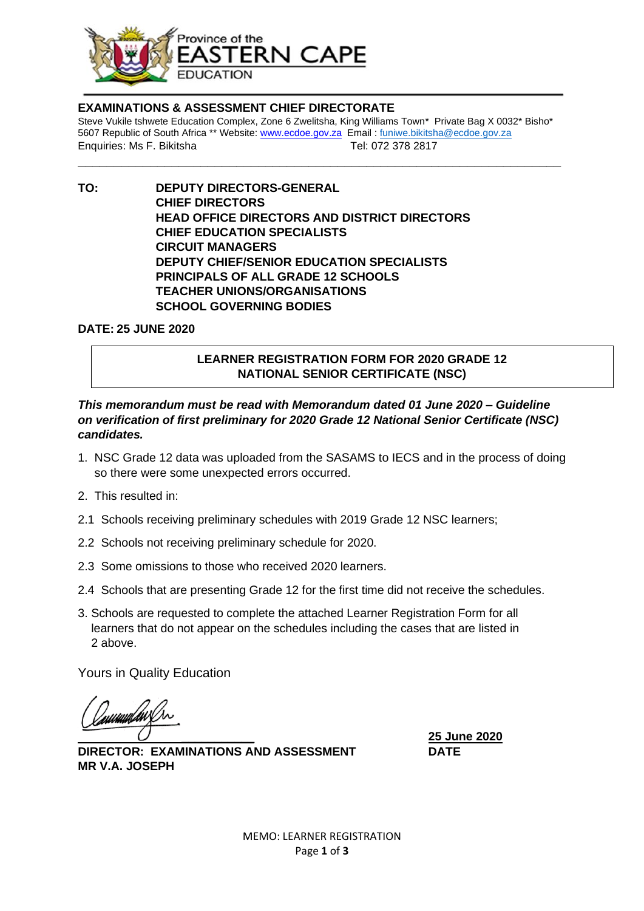Province of the
EASTERN CAPE
EDUCATION

**EXAMINATIONS & ASSESSMENT CHIEF DIRECTORATE**

Steve Vukile tshwete Education Complex, Zone 6 Zwelitsha, King Williams Town* Private Bag X 0032* Bisho* 5607 Republic of South Africa ** Website: www.ecdoe.gov.za Email : funiwe.bikitsha@ecdoe.gov.za
Enquiries: Ms F. Bikitsha Tel: 072 378 2817

---

**TO:** **DEPUTY DIRECTORS-GENERAL**
**CHIEF DIRECTORS**
**HEAD OFFICE DIRECTORS AND DISTRICT DIRECTORS**
**CHIEF EDUCATION SPECIALISTS**
**CIRCUIT MANAGERS**
**DEPUTY CHIEF/SENIOR EDUCATION SPECIALISTS**
**PRINCIPALS OF ALL GRADE 12 SCHOOLS**
**TEACHER UNIONS/ORGANISATIONS**
**SCHOOL GOVERNING BODIES**

**DATE: 25 JUNE 2020**

**LEARNER REGISTRATION FORM FOR 2020 GRADE 12 NATIONAL SENIOR CERTIFICATE (NSC)**

***This memorandum must be read with Memorandum dated 01 June 2020 – Guideline on verification of first preliminary for 2020 Grade 12 National Senior Certificate (NSC) candidates.***

1. NSC Grade 12 data was uploaded from the SASAMS to IECS and in the process of doing so there were some unexpected errors occurred.
2. This resulted in:

2.1 Schools receiving preliminary schedules with 2019 Grade 12 NSC learners;

2.2 Schools not receiving preliminary schedule for 2020.

2.3 Some omissions to those who received 2020 learners.

2.4 Schools that are presenting Grade 12 for the first time did not receive the schedules.

3. Schools are requested to complete the attached Learner Registration Form for all learners that do not appear on the schedules including the cases that are listed in 2 above.

Yours in Quality Education

**DIRECTOR: EXAMINATIONS AND ASSESSMENT**
**MR V.A. JOSEPH**

**25 June 2020**
**DATE**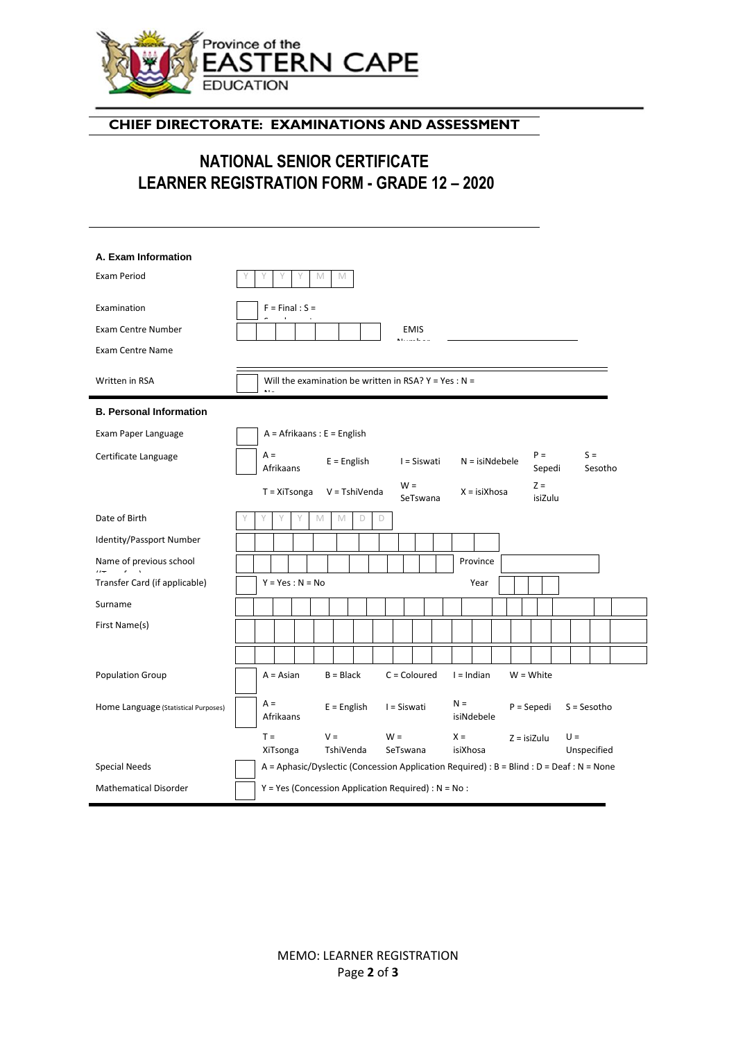Province of the
EASTERN CAPE
EDUCATION

**CHIEF DIRECTORATE: EXAMINATIONS AND ASSESSMENT**

# NATIONAL SENIOR CERTIFICATE
# LEARNER REGISTRATION FORM - GRADE 12 – 2020

### A. Exam Information

| Field | Entry |
| --- | --- |
| Exam Period | Y Y Y Y M M |
| Examination | F = Final : S = Supplementary |
| Exam Centre Number | EMIS Number |
| Exam Centre Name | |
| Written in RSA | Will the examination be written in RSA? Y = Yes : N = No |

### B. Personal Information

| Field | Entry |
| --- | --- |
| Exam Paper Language | A = Afrikaans : E = English |
| Certificate Language | A = Afrikaans, E = English, I = Siswati, N = isiNdebele, P = Sepedi, S = Sesotho, T = XiTsonga, V = TshiVenda, W = SeTswana, X = isiXhosa, Z = isiZulu |
| Date of Birth | Y Y Y Y M M D D |
| Identity/Passport Number | |
| Name of previous school (Transfer from) | Province |
| Transfer Card (if applicable) | Y = Yes : N = No — Year |
| Surname | |
| First Name(s) | |
| Population Group | A = Asian, B = Black, C = Coloured, I = Indian, W = White |
| Home Language (Statistical Purposes) | A = Afrikaans, E = English, I = Siswati, N = isiNdebele, P = Sepedi, S = Sesotho, T = XiTsonga, V = TshiVenda, W = SeTswana, X = isiXhosa, Z = isiZulu, U = Unspecified |
| Special Needs | A = Aphasic/Dyslectic (Concession Application Required) : B = Blind : D = Deaf : N = None |
| Mathematical Disorder | Y = Yes (Concession Application Required) : N = No : |

MEMO: LEARNER REGISTRATION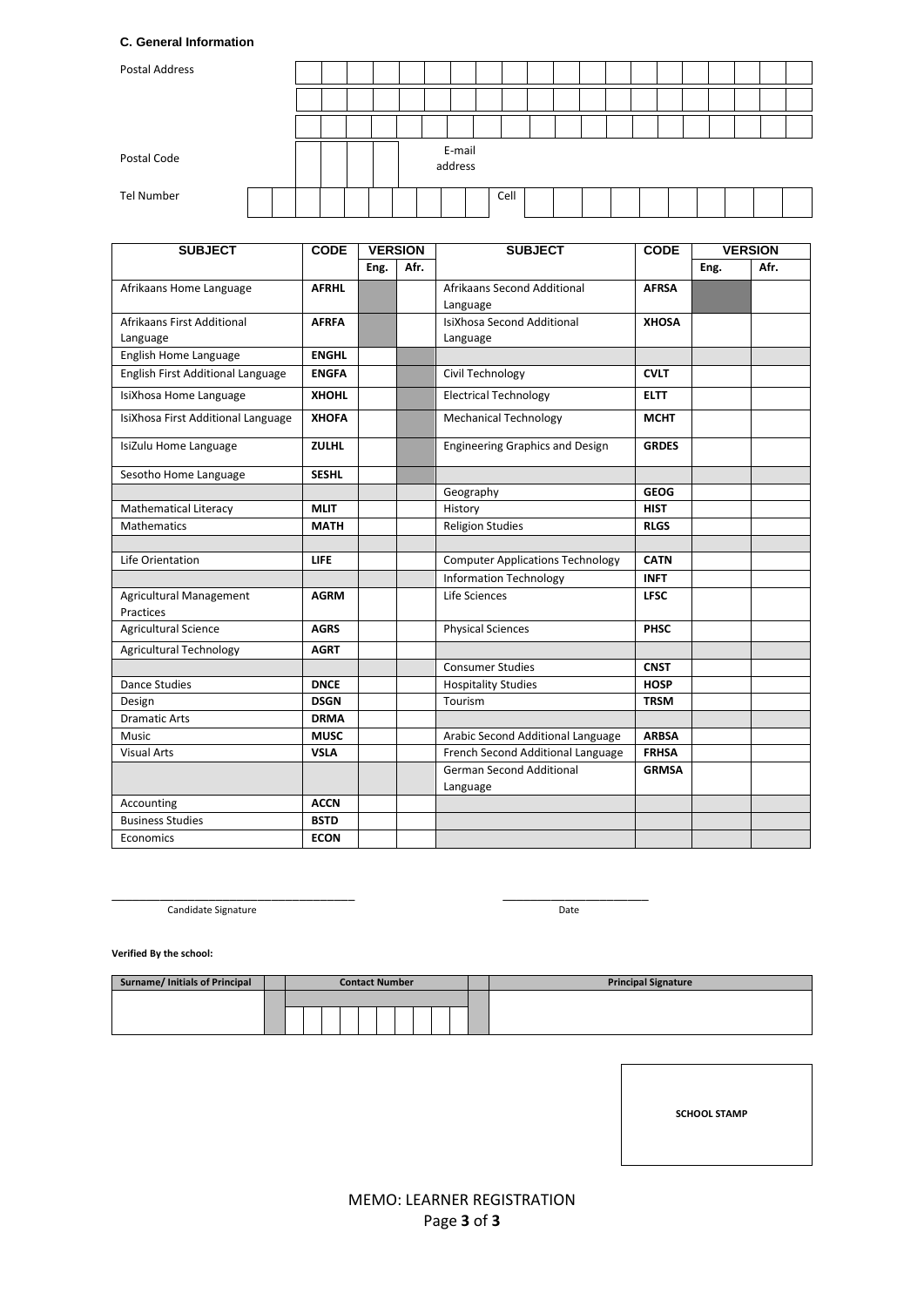**C. General Information**

| | |
|---|---|
| Postal Address | |
| | |
| | |
| Postal Code | E-mail address |
| Tel Number | Cell |

| SUBJECT | CODE | VERSION | | SUBJECT | CODE | VERSION | |
|---|---|---|---|---|---|---|---|
| | | Eng. | Afr. | | | Eng. | Afr. |
| Afrikaans Home Language | **AFRHL** | | | Afrikaans Second Additional Language | **AFRSA** | | |
| Afrikaans First Additional Language | **AFRFA** | | | IsiXhosa Second Additional Language | **XHOSA** | | |
| English Home Language | **ENGHL** | | | | | | |
| English First Additional Language | **ENGFA** | | | Civil Technology | **CVLT** | | |
| IsiXhosa Home Language | **XHOHL** | | | Electrical Technology | **ELTT** | | |
| IsiXhosa First Additional Language | **XHOFA** | | | Mechanical Technology | **MCHT** | | |
| IsiZulu Home Language | **ZULHL** | | | Engineering Graphics and Design | **GRDES** | | |
| Sesotho Home Language | **SESHL** | | | | | | |
| | | | | Geography | **GEOG** | | |
| Mathematical Literacy | **MLIT** | | | History | **HIST** | | |
| Mathematics | **MATH** | | | Religion Studies | **RLGS** | | |
| | | | | | | | |
| Life Orientation | **LIFE** | | | Computer Applications Technology | **CATN** | | |
| | | | | Information Technology | **INFT** | | |
| Agricultural Management Practices | **AGRM** | | | Life Sciences | **LFSC** | | |
| Agricultural Science | **AGRS** | | | Physical Sciences | **PHSC** | | |
| Agricultural Technology | **AGRT** | | | | | | |
| | | | | Consumer Studies | **CNST** | | |
| Dance Studies | **DNCE** | | | Hospitality Studies | **HOSP** | | |
| Design | **DSGN** | | | Tourism | **TRSM** | | |
| Dramatic Arts | **DRMA** | | | | | | |
| Music | **MUSC** | | | Arabic Second Additional Language | **ARBSA** | | |
| Visual Arts | **VSLA** | | | French Second Additional Language | **FRHSA** | | |
| | | | | German Second Additional Language | **GRMSA** | | |
| Accounting | **ACCN** | | | | | | |
| Business Studies | **BSTD** | | | | | | |
| Economics | **ECON** | | | | | | |

_______________________________ Candidate Signature

_______________________ Date

**Verified By the school:**

| Surname/ Initials of Principal | Contact Number | Principal Signature |
|---|---|---|
| | | |

**SCHOOL STAMP**

MEMO: LEARNER REGISTRATION